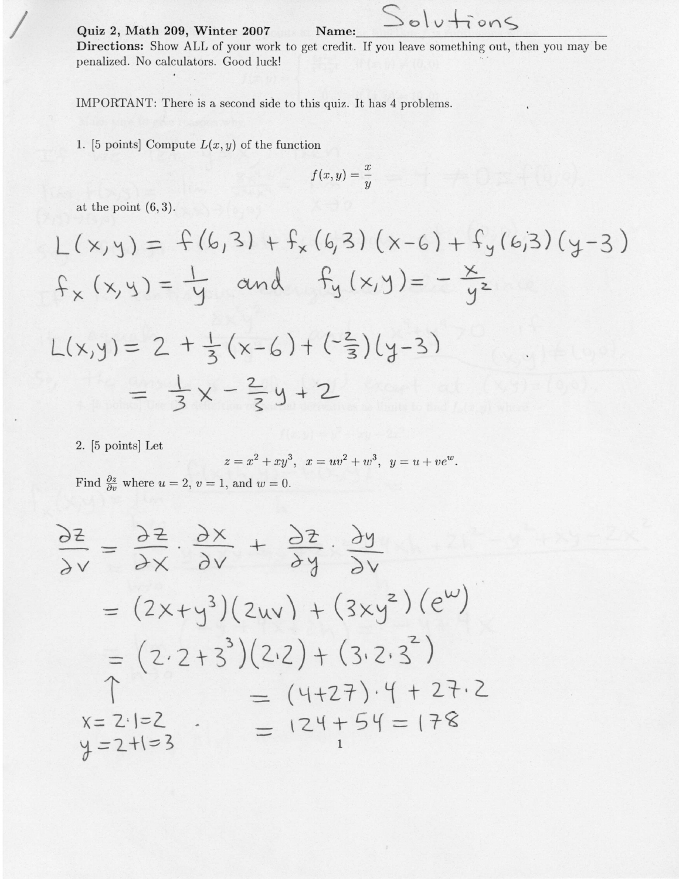/

**Quiz 2, Math 209, Winter 2007** **Name:** Solutions

**Directions:** Show ALL of your work to get credit. If you leave something out, then you may be penalized. No calculators. Good luck!

IMPORTANT: There is a second side to this quiz. It has 4 problems.

1. [5 points] Compute $L(x, y)$ of the function

$$f(x, y) = \frac{x}{y}$$

at the point $(6, 3)$.

$$L(x,y) = f(6,3) + f_x(6,3)(x-6) + f_y(6,3)(y-3)$$

$$f_x(x,y) = \frac{1}{y} \quad \text{and} \quad f_y(x,y) = -\frac{x}{y^2}$$

$$L(x,y) = 2 + \frac{1}{3}(x-6) + \left(-\frac{2}{3}\right)(y-3)$$

$$= \frac{1}{3}x - \frac{2}{3}y + 2$$

2. [5 points] Let

$$z = x^2 + xy^3, \quad x = uv^2 + w^3, \quad y = u + ve^w.$$

Find $\frac{\partial z}{\partial v}$ where $u = 2$, $v = 1$, and $w = 0$.

$$\frac{\partial z}{\partial v} = \frac{\partial z}{\partial x} \cdot \frac{\partial x}{\partial v} + \frac{\partial z}{\partial y} \cdot \frac{\partial y}{\partial v}$$

$$= (2x + y^3)(2uv) + (3xy^2)(e^w)$$

$$= (2 \cdot 2 + 3^3)(2 \cdot 2) + (3 \cdot 2 \cdot 3^2)$$

$$= (4 + 27) \cdot 4 + 27 \cdot 2$$

$$= 124 + 54 = 178$$

$\uparrow$ $x = 2 \cdot 1 = 2$, $y = 2 + 1 = 3$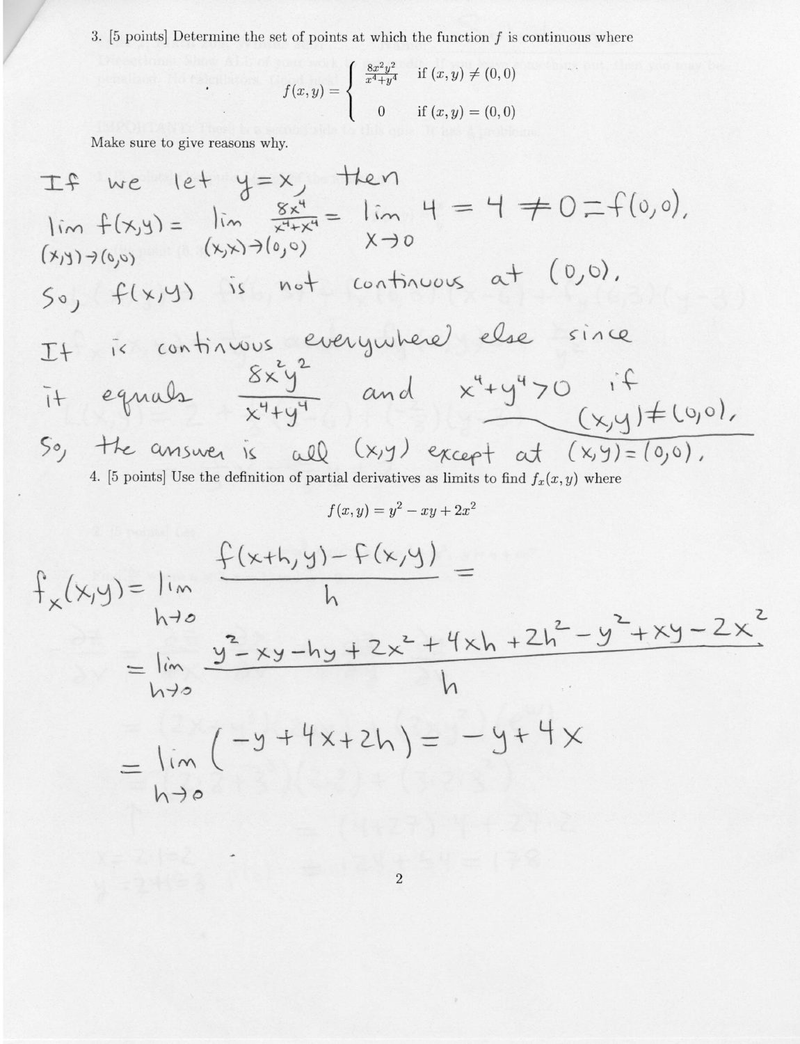3. [5 points] Determine the set of points at which the function $f$ is continuous where

$$f(x,y) = \begin{cases} \frac{8x^2y^2}{x^4+y^4} & \text{if } (x,y) \neq (0,0) \\ 0 & \text{if } (x,y) = (0,0) \end{cases}$$

Make sure to give reasons why.

If we let $y = x$, then

$$\lim_{(x,y)\to(0,0)} f(x,y) = \lim_{(x,x)\to(0,0)} \frac{8x^4}{x^4+x^4} = \lim_{x\to 0} 4 = 4 \neq 0 = f(0,0).$$

So, $f(x,y)$ is not continuous at $(0,0)$.

It is continuous everywhere else since it equals $\frac{8x^2y^2}{x^4+y^4}$ and $x^4+y^4 > 0$ if $(x,y) \neq (0,0)$,

So, the answer is all $(x,y)$ except at $(x,y) = (0,0)$.

4. [5 points] Use the definition of partial derivatives as limits to find $f_x(x,y)$ where

$$f(x,y) = y^2 - xy + 2x^2$$

$$f_x(x,y) = \lim_{h\to 0} \frac{f(x+h,y) - f(x,y)}{h} =$$

$$= \lim_{h\to 0} \frac{y^2 - xy - hy + 2x^2 + 4xh + 2h^2 - y^2 + xy - 2x^2}{h}$$

$$= \lim_{h\to 0} (-y + 4x + 2h) = -y + 4x$$